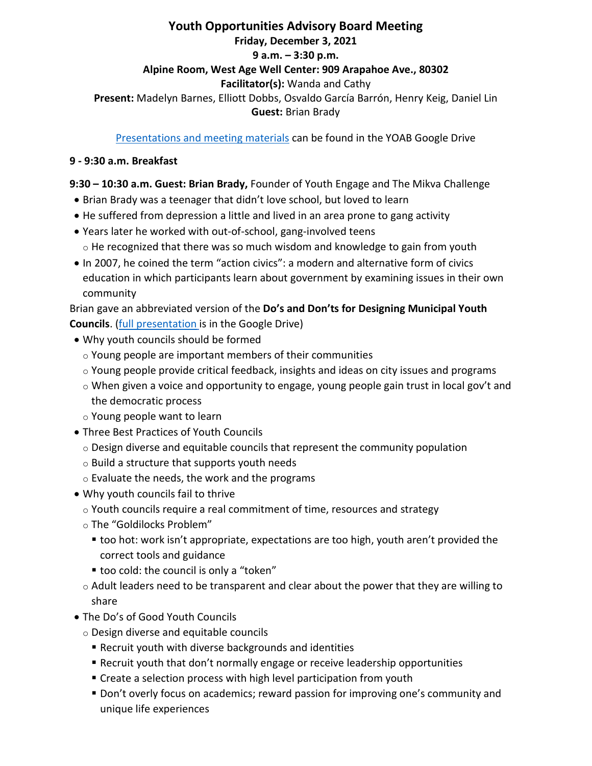# Youth Opportunities Advisory Board Meeting

**Friday, December 3, 2021**

**9 a.m. – 3:30 p.m.**

**Alpine Room, West Age Well Center: 909 Arapahoe Ave., 80302**

**Facilitator(s):** Wanda and Cathy

**Present:** Madelyn Barnes, Elliott Dobbs, Osvaldo García Barrón, Henry Keig, Daniel Lin

**Guest:** Brian Brady

[Presentations and meeting materials] can be found in the YOAB Google Drive

**9 - 9:30 a.m. Breakfast**

**9:30 – 10:30 a.m. Guest: Brian Brady,** Founder of Youth Engage and The Mikva Challenge

- Brian Brady was a teenager that didn't love school, but loved to learn
- He suffered from depression a little and lived in an area prone to gang activity
- Years later he worked with out-of-school, gang-involved teens
  - He recognized that there was so much wisdom and knowledge to gain from youth
- In 2007, he coined the term "action civics": a modern and alternative form of civics education in which participants learn about government by examining issues in their own community

Brian gave an abbreviated version of the **Do's and Don'ts for Designing Municipal Youth Councils**. ([full presentation] is in the Google Drive)

- Why youth councils should be formed
  - Young people are important members of their communities
  - Young people provide critical feedback, insights and ideas on city issues and programs
  - When given a voice and opportunity to engage, young people gain trust in local gov't and the democratic process
  - Young people want to learn
- Three Best Practices of Youth Councils
  - Design diverse and equitable councils that represent the community population
  - Build a structure that supports youth needs
  - Evaluate the needs, the work and the programs
- Why youth councils fail to thrive
  - Youth councils require a real commitment of time, resources and strategy
  - The "Goldilocks Problem"
    - too hot: work isn't appropriate, expectations are too high, youth aren't provided the correct tools and guidance
    - too cold: the council is only a "token"
  - Adult leaders need to be transparent and clear about the power that they are willing to share
- The Do's of Good Youth Councils
  - Design diverse and equitable councils
    - Recruit youth with diverse backgrounds and identities
    - Recruit youth that don't normally engage or receive leadership opportunities
    - Create a selection process with high level participation from youth
    - Don't overly focus on academics; reward passion for improving one's community and unique life experiences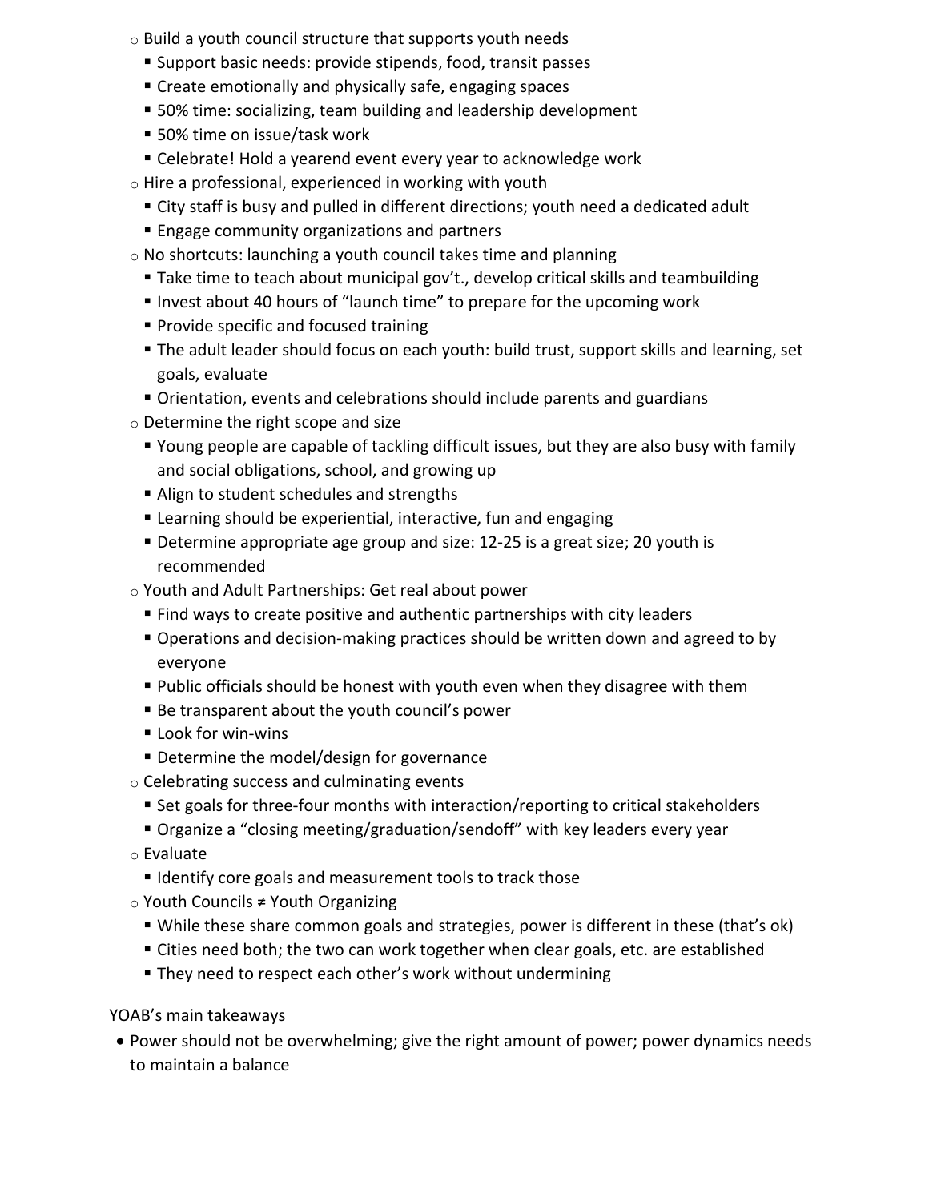- Build a youth council structure that supports youth needs
  - Support basic needs: provide stipends, food, transit passes
  - Create emotionally and physically safe, engaging spaces
  - 50% time: socializing, team building and leadership development
  - 50% time on issue/task work
  - Celebrate! Hold a yearend event every year to acknowledge work
- Hire a professional, experienced in working with youth
  - City staff is busy and pulled in different directions; youth need a dedicated adult
  - Engage community organizations and partners
- No shortcuts: launching a youth council takes time and planning
  - Take time to teach about municipal gov't., develop critical skills and teambuilding
  - Invest about 40 hours of "launch time" to prepare for the upcoming work
  - Provide specific and focused training
  - The adult leader should focus on each youth: build trust, support skills and learning, set goals, evaluate
  - Orientation, events and celebrations should include parents and guardians
- Determine the right scope and size
  - Young people are capable of tackling difficult issues, but they are also busy with family and social obligations, school, and growing up
  - Align to student schedules and strengths
  - Learning should be experiential, interactive, fun and engaging
  - Determine appropriate age group and size: 12-25 is a great size; 20 youth is recommended
- Youth and Adult Partnerships: Get real about power
  - Find ways to create positive and authentic partnerships with city leaders
  - Operations and decision-making practices should be written down and agreed to by everyone
  - Public officials should be honest with youth even when they disagree with them
  - Be transparent about the youth council's power
  - Look for win-wins
  - Determine the model/design for governance
- Celebrating success and culminating events
  - Set goals for three-four months with interaction/reporting to critical stakeholders
  - Organize a "closing meeting/graduation/sendoff" with key leaders every year
- Evaluate
  - Identify core goals and measurement tools to track those
- Youth Councils ≠ Youth Organizing
  - While these share common goals and strategies, power is different in these (that's ok)
  - Cities need both; the two can work together when clear goals, etc. are established
  - They need to respect each other's work without undermining

YOAB's main takeaways

- Power should not be overwhelming; give the right amount of power; power dynamics needs to maintain a balance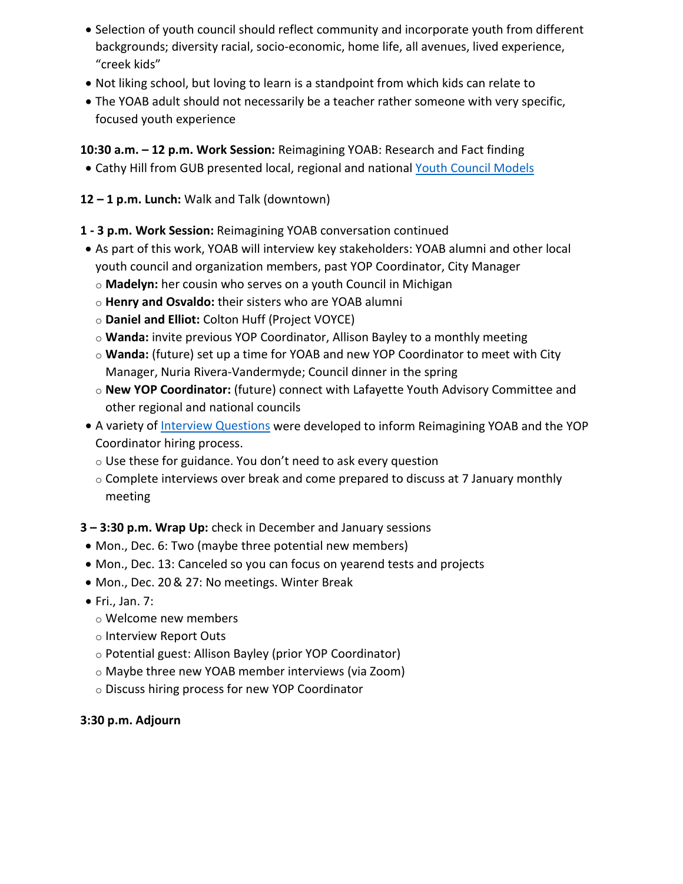- Selection of youth council should reflect community and incorporate youth from different backgrounds; diversity racial, socio-economic, home life, all avenues, lived experience, "creek kids"
- Not liking school, but loving to learn is a standpoint from which kids can relate to
- The YOAB adult should not necessarily be a teacher rather someone with very specific, focused youth experience

**10:30 a.m. – 12 p.m. Work Session:** Reimagining YOAB: Research and Fact finding

- Cathy Hill from GUB presented local, regional and national Youth Council Models

**12 – 1 p.m. Lunch:** Walk and Talk (downtown)

**1 - 3 p.m. Work Session:** Reimagining YOAB conversation continued

- As part of this work, YOAB will interview key stakeholders: YOAB alumni and other local youth council and organization members, past YOP Coordinator, City Manager
  - **Madelyn:** her cousin who serves on a youth Council in Michigan
  - **Henry and Osvaldo:** their sisters who are YOAB alumni
  - **Daniel and Elliot:** Colton Huff (Project VOYCE)
  - **Wanda:** invite previous YOP Coordinator, Allison Bayley to a monthly meeting
  - **Wanda:** (future) set up a time for YOAB and new YOP Coordinator to meet with City Manager, Nuria Rivera-Vandermyde; Council dinner in the spring
  - **New YOP Coordinator:** (future) connect with Lafayette Youth Advisory Committee and other regional and national councils
- A variety of Interview Questions were developed to inform Reimagining YOAB and the YOP Coordinator hiring process.
  - Use these for guidance. You don't need to ask every question
  - Complete interviews over break and come prepared to discuss at 7 January monthly meeting

**3 – 3:30 p.m. Wrap Up:** check in December and January sessions

- Mon., Dec. 6: Two (maybe three potential new members)
- Mon., Dec. 13: Canceled so you can focus on yearend tests and projects
- Mon., Dec. 20 & 27: No meetings. Winter Break
- Fri., Jan. 7:
  - Welcome new members
  - Interview Report Outs
  - Potential guest: Allison Bayley (prior YOP Coordinator)
  - Maybe three new YOAB member interviews (via Zoom)
  - Discuss hiring process for new YOP Coordinator

**3:30 p.m. Adjourn**